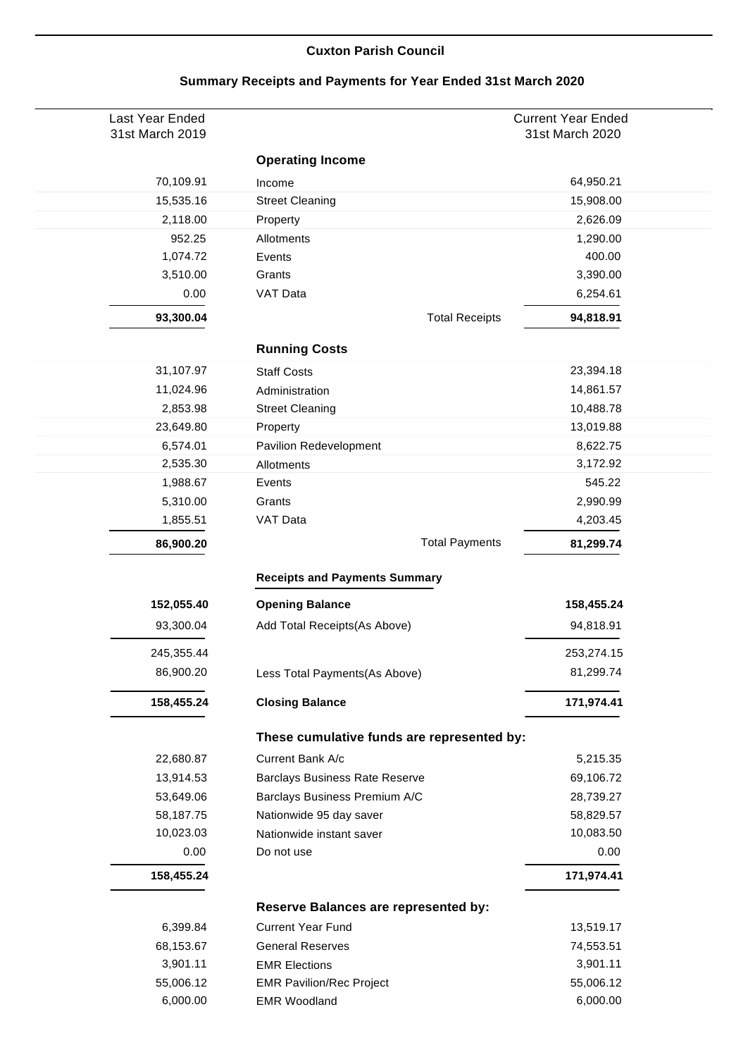**Cuxton Parish Council**

**Summary Receipts and Payments for Year Ended 31st March 2020**

| Last Year Ended 31st March 2019 | | Current Year Ended 31st March 2020 |
|---|---|---|
| | **Operating Income** | |
| 70,109.91 | Income | 64,950.21 |
| 15,535.16 | Street Cleaning | 15,908.00 |
| 2,118.00 | Property | 2,626.09 |
| 952.25 | Allotments | 1,290.00 |
| 1,074.72 | Events | 400.00 |
| 3,510.00 | Grants | 3,390.00 |
| 0.00 | VAT Data | 6,254.61 |
| **93,300.04** | Total Receipts | **94,818.91** |
| | **Running Costs** | |
| 31,107.97 | Staff Costs | 23,394.18 |
| 11,024.96 | Administration | 14,861.57 |
| 2,853.98 | Street Cleaning | 10,488.78 |
| 23,649.80 | Property | 13,019.88 |
| 6,574.01 | Pavilion Redevelopment | 8,622.75 |
| 2,535.30 | Allotments | 3,172.92 |
| 1,988.67 | Events | 545.22 |
| 5,310.00 | Grants | 2,990.99 |
| 1,855.51 | VAT Data | 4,203.45 |
| **86,900.20** | Total Payments | **81,299.74** |
| | **Receipts and Payments Summary** | |
| **152,055.40** | **Opening Balance** | **158,455.24** |
| 93,300.04 | Add Total Receipts(As Above) | 94,818.91 |
| 245,355.44 | | 253,274.15 |
| 86,900.20 | Less Total Payments(As Above) | 81,299.74 |
| **158,455.24** | **Closing Balance** | **171,974.41** |
| | **These cumulative funds are represented by:** | |
| 22,680.87 | Current Bank A/c | 5,215.35 |
| 13,914.53 | Barclays Business Rate Reserve | 69,106.72 |
| 53,649.06 | Barclays Business Premium A/C | 28,739.27 |
| 58,187.75 | Nationwide 95 day saver | 58,829.57 |
| 10,023.03 | Nationwide instant saver | 10,083.50 |
| 0.00 | Do not use | 0.00 |
| **158,455.24** | | **171,974.41** |
| | **Reserve Balances are represented by:** | |
| 6,399.84 | Current Year Fund | 13,519.17 |
| 68,153.67 | General Reserves | 74,553.51 |
| 3,901.11 | EMR Elections | 3,901.11 |
| 55,006.12 | EMR Pavilion/Rec Project | 55,006.12 |
| 6,000.00 | EMR Woodland | 6,000.00 |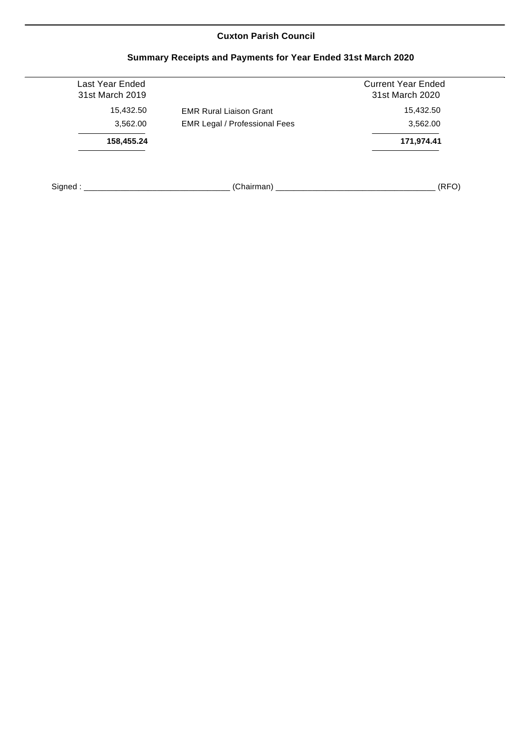**Cuxton Parish Council**

**Summary Receipts and Payments for Year Ended 31st March 2020**

| Last Year Ended 31st March 2019 | | Current Year Ended 31st March 2020 |
|---|---|---|
| 15,432.50 | EMR Rural Liaison Grant | 15,432.50 |
| 3,562.00 | EMR Legal / Professional Fees | 3,562.00 |
| **158,455.24** | | **171,974.41** |

Signed : _______________________________ (Chairman) __________________________________ (RFO)